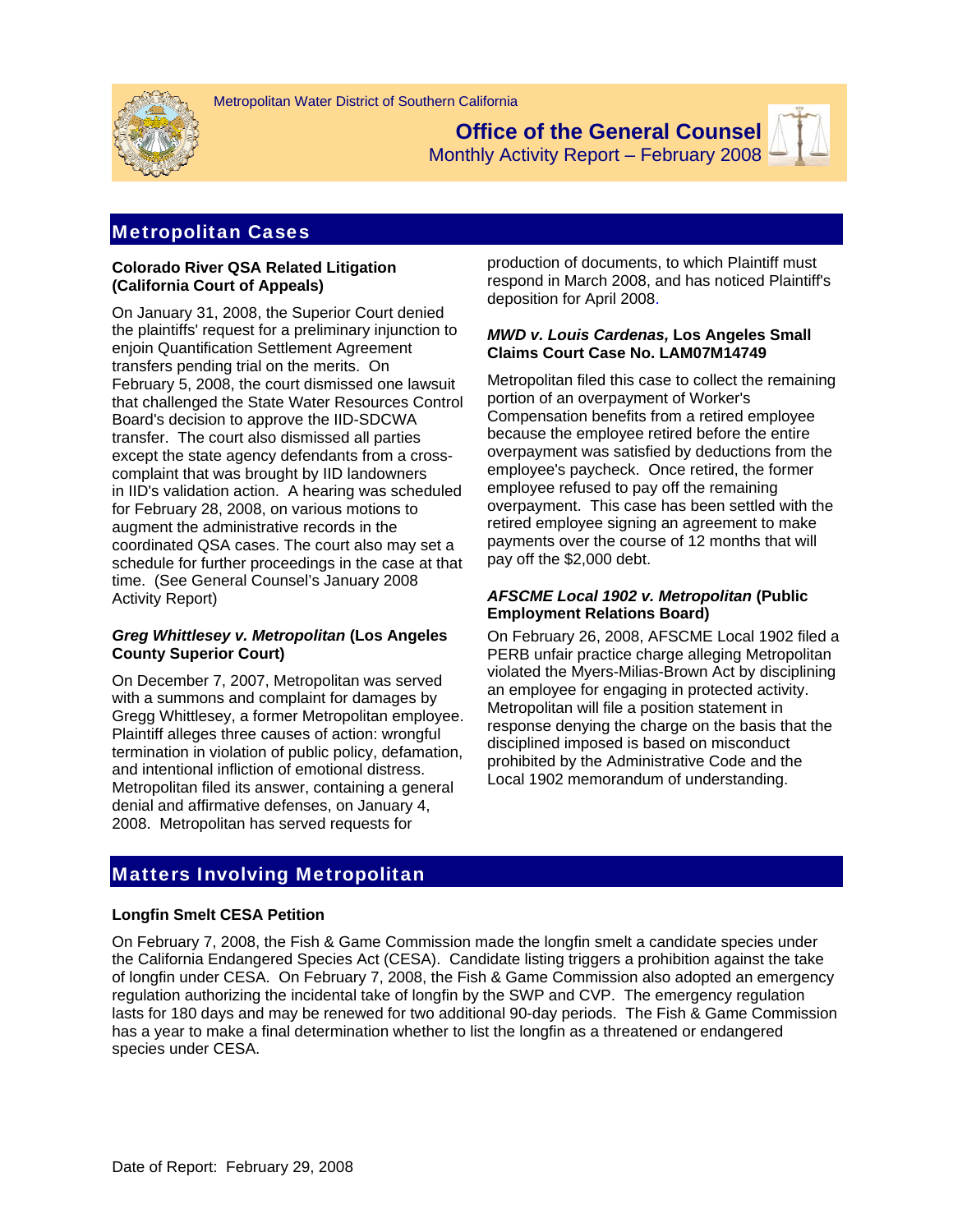Metropolitan Water District of Southern California

# Office of the General Counsel

Monthly Activity Report – February 2008

## Metropolitan Cases

### Colorado River QSA Related Litigation (California Court of Appeals)

On January 31, 2008, the Superior Court denied the plaintiffs' request for a preliminary injunction to enjoin Quantification Settlement Agreement transfers pending trial on the merits. On February 5, 2008, the court dismissed one lawsuit that challenged the State Water Resources Control Board's decision to approve the IID-SDCWA transfer. The court also dismissed all parties except the state agency defendants from a cross-complaint that was brought by IID landowners in IID's validation action. A hearing was scheduled for February 28, 2008, on various motions to augment the administrative records in the coordinated QSA cases. The court also may set a schedule for further proceedings in the case at that time. (See General Counsel's January 2008 Activity Report)

### *Greg Whittlesey v. Metropolitan* (Los Angeles County Superior Court)

On December 7, 2007, Metropolitan was served with a summons and complaint for damages by Gregg Whittlesey, a former Metropolitan employee. Plaintiff alleges three causes of action: wrongful termination in violation of public policy, defamation, and intentional infliction of emotional distress. Metropolitan filed its answer, containing a general denial and affirmative defenses, on January 4, 2008. Metropolitan has served requests for production of documents, to which Plaintiff must respond in March 2008, and has noticed Plaintiff's deposition for April 2008.

### *MWD v. Louis Cardenas,* Los Angeles Small Claims Court Case No. LAM07M14749

Metropolitan filed this case to collect the remaining portion of an overpayment of Worker's Compensation benefits from a retired employee because the employee retired before the entire overpayment was satisfied by deductions from the employee's paycheck. Once retired, the former employee refused to pay off the remaining overpayment. This case has been settled with the retired employee signing an agreement to make payments over the course of 12 months that will pay off the $2,000 debt.

### *AFSCME Local 1902 v. Metropolitan* (Public Employment Relations Board)

On February 26, 2008, AFSCME Local 1902 filed a PERB unfair practice charge alleging Metropolitan violated the Myers-Milias-Brown Act by disciplining an employee for engaging in protected activity. Metropolitan will file a position statement in response denying the charge on the basis that the disciplined imposed is based on misconduct prohibited by the Administrative Code and the Local 1902 memorandum of understanding.

## Matters Involving Metropolitan

### Longfin Smelt CESA Petition

On February 7, 2008, the Fish & Game Commission made the longfin smelt a candidate species under the California Endangered Species Act (CESA). Candidate listing triggers a prohibition against the take of longfin under CESA. On February 7, 2008, the Fish & Game Commission also adopted an emergency regulation authorizing the incidental take of longfin by the SWP and CVP. The emergency regulation lasts for 180 days and may be renewed for two additional 90-day periods. The Fish & Game Commission has a year to make a final determination whether to list the longfin as a threatened or endangered species under CESA.

Date of Report: February 29, 2008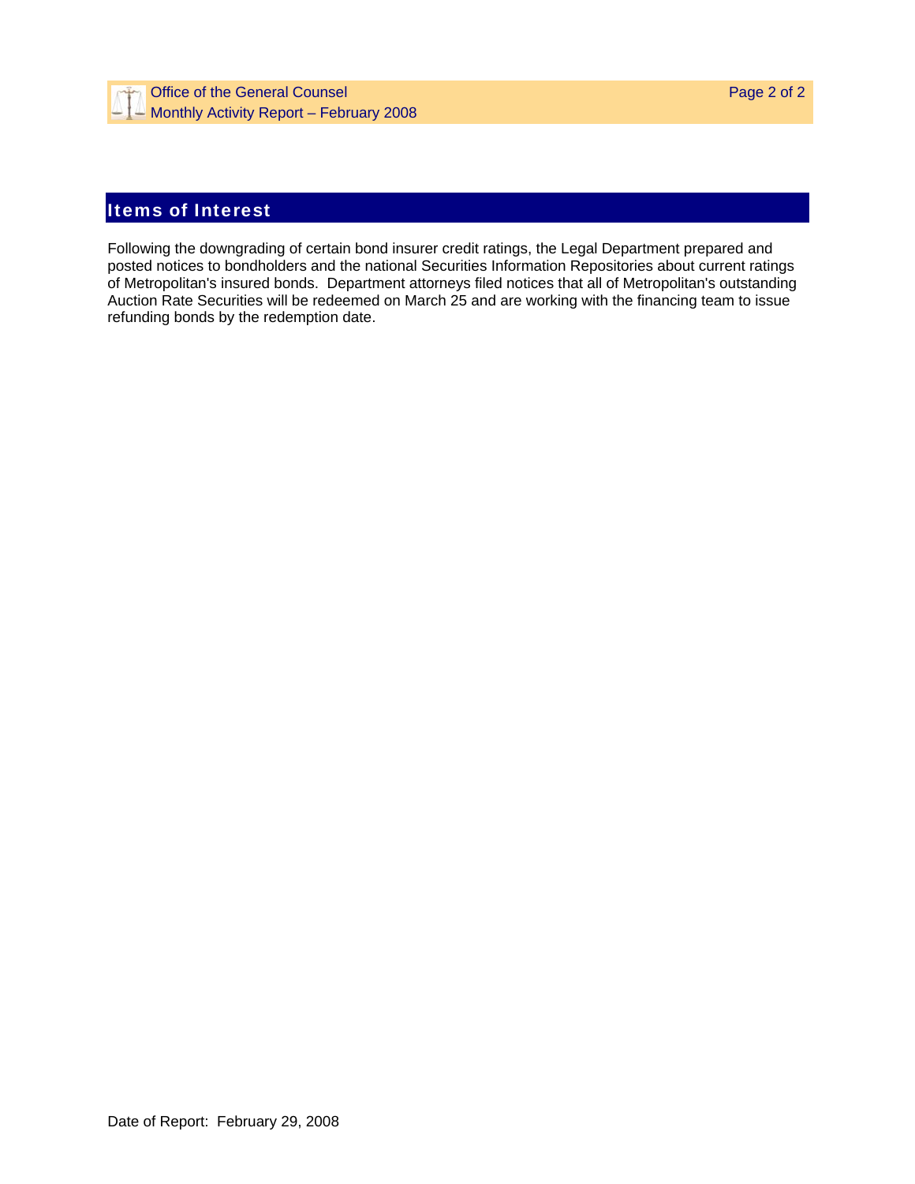## Items of Interest

Following the downgrading of certain bond insurer credit ratings, the Legal Department prepared and posted notices to bondholders and the national Securities Information Repositories about current ratings of Metropolitan's insured bonds. Department attorneys filed notices that all of Metropolitan's outstanding Auction Rate Securities will be redeemed on March 25 and are working with the financing team to issue refunding bonds by the redemption date.

Date of Report: February 29, 2008